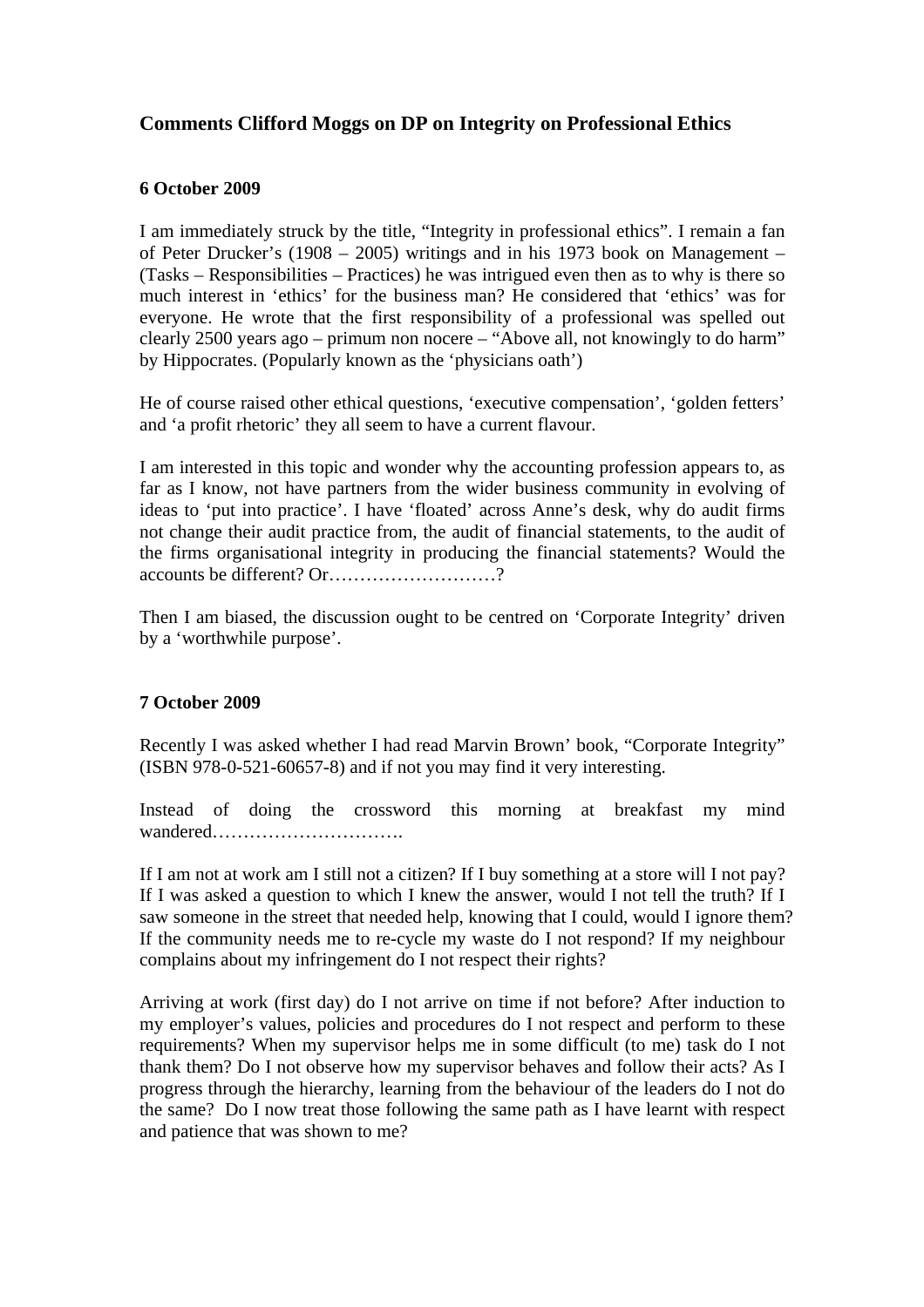# Comments Clifford Moggs on DP on Integrity on Professional Ethics

**6 October 2009**

I am immediately struck by the title, "Integrity in professional ethics". I remain a fan of Peter Drucker's (1908 – 2005) writings and in his 1973 book on Management – (Tasks – Responsibilities – Practices) he was intrigued even then as to why is there so much interest in 'ethics' for the business man? He considered that 'ethics' was for everyone. He wrote that the first responsibility of a professional was spelled out clearly 2500 years ago – primum non nocere – "Above all, not knowingly to do harm" by Hippocrates. (Popularly known as the 'physicians oath')

He of course raised other ethical questions, 'executive compensation', 'golden fetters' and 'a profit rhetoric' they all seem to have a current flavour.

I am interested in this topic and wonder why the accounting profession appears to, as far as I know, not have partners from the wider business community in evolving of ideas to 'put into practice'. I have 'floated' across Anne's desk, why do audit firms not change their audit practice from, the audit of financial statements, to the audit of the firms organisational integrity in producing the financial statements? Would the accounts be different? Or………………………?

Then I am biased, the discussion ought to be centred on 'Corporate Integrity' driven by a 'worthwhile purpose'.

**7 October 2009**

Recently I was asked whether I had read Marvin Brown' book, "Corporate Integrity" (ISBN 978-0-521-60657-8) and if not you may find it very interesting.

Instead of doing the crossword this morning at breakfast my mind wandered………………………….

If I am not at work am I still not a citizen? If I buy something at a store will I not pay? If I was asked a question to which I knew the answer, would I not tell the truth? If I saw someone in the street that needed help, knowing that I could, would I ignore them? If the community needs me to re-cycle my waste do I not respond? If my neighbour complains about my infringement do I not respect their rights?

Arriving at work (first day) do I not arrive on time if not before? After induction to my employer's values, policies and procedures do I not respect and perform to these requirements? When my supervisor helps me in some difficult (to me) task do I not thank them? Do I not observe how my supervisor behaves and follow their acts? As I progress through the hierarchy, learning from the behaviour of the leaders do I not do the same? Do I now treat those following the same path as I have learnt with respect and patience that was shown to me?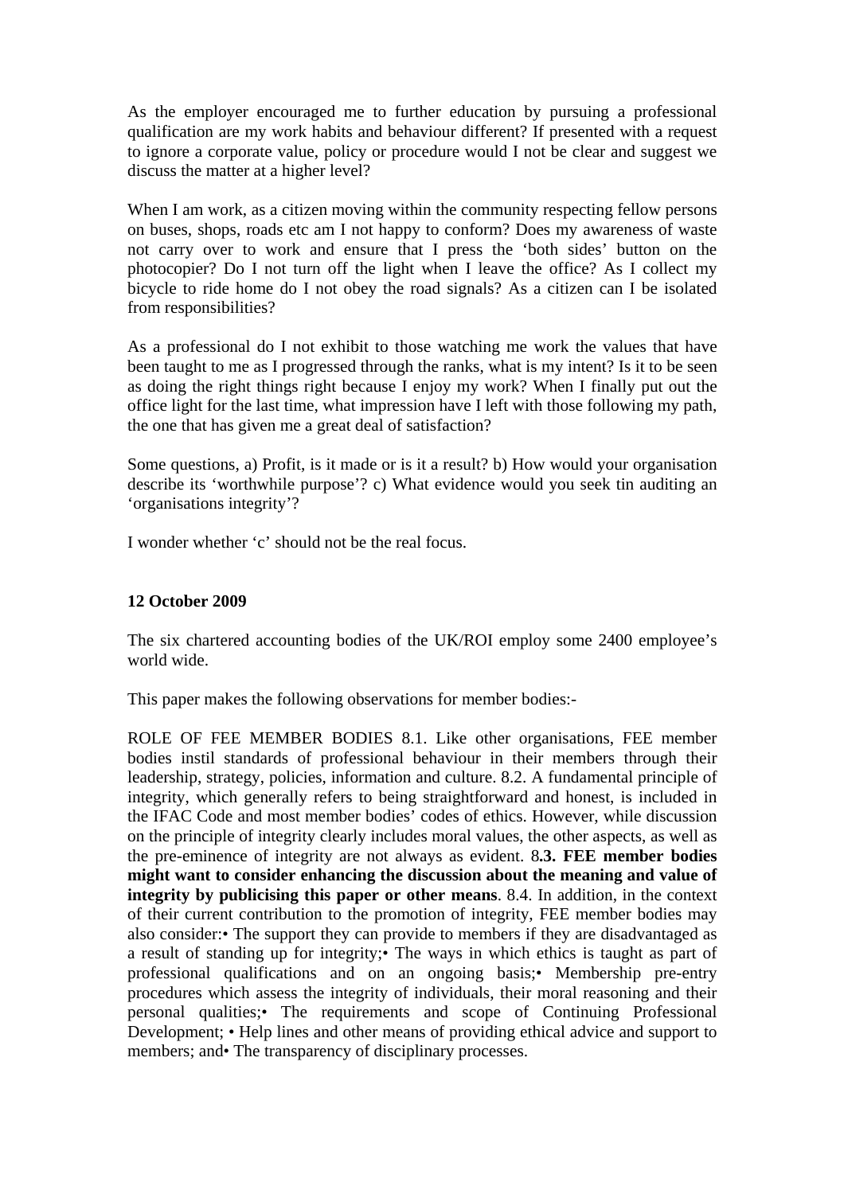As the employer encouraged me to further education by pursuing a professional qualification are my work habits and behaviour different? If presented with a request to ignore a corporate value, policy or procedure would I not be clear and suggest we discuss the matter at a higher level?

When I am work, as a citizen moving within the community respecting fellow persons on buses, shops, roads etc am I not happy to conform? Does my awareness of waste not carry over to work and ensure that I press the 'both sides' button on the photocopier? Do I not turn off the light when I leave the office? As I collect my bicycle to ride home do I not obey the road signals? As a citizen can I be isolated from responsibilities?

As a professional do I not exhibit to those watching me work the values that have been taught to me as I progressed through the ranks, what is my intent? Is it to be seen as doing the right things right because I enjoy my work? When I finally put out the office light for the last time, what impression have I left with those following my path, the one that has given me a great deal of satisfaction?

Some questions, a) Profit, is it made or is it a result? b) How would your organisation describe its 'worthwhile purpose'? c) What evidence would you seek tin auditing an 'organisations integrity'?

I wonder whether 'c' should not be the real focus.

**12 October 2009**

The six chartered accounting bodies of the UK/ROI employ some 2400 employee's world wide.

This paper makes the following observations for member bodies:-

ROLE OF FEE MEMBER BODIES 8.1. Like other organisations, FEE member bodies instil standards of professional behaviour in their members through their leadership, strategy, policies, information and culture. 8.2. A fundamental principle of integrity, which generally refers to being straightforward and honest, is included in the IFAC Code and most member bodies' codes of ethics. However, while discussion on the principle of integrity clearly includes moral values, the other aspects, as well as the pre-eminence of integrity are not always as evident. 8**.3. FEE member bodies might want to consider enhancing the discussion about the meaning and value of integrity by publicising this paper or other means**. 8.4. In addition, in the context of their current contribution to the promotion of integrity, FEE member bodies may also consider:• The support they can provide to members if they are disadvantaged as a result of standing up for integrity;• The ways in which ethics is taught as part of professional qualifications and on an ongoing basis;• Membership pre-entry procedures which assess the integrity of individuals, their moral reasoning and their personal qualities;• The requirements and scope of Continuing Professional Development; • Help lines and other means of providing ethical advice and support to members; and• The transparency of disciplinary processes.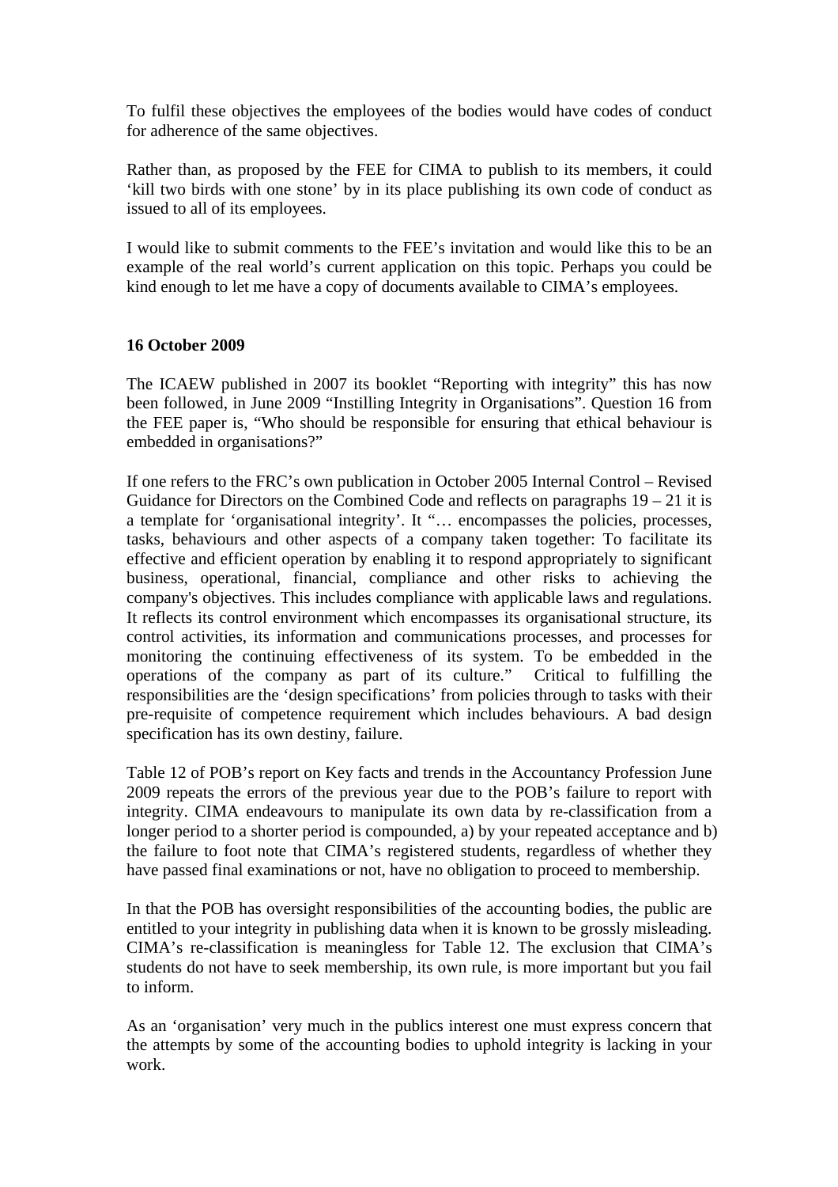To fulfil these objectives the employees of the bodies would have codes of conduct for adherence of the same objectives.

Rather than, as proposed by the FEE for CIMA to publish to its members, it could 'kill two birds with one stone' by in its place publishing its own code of conduct as issued to all of its employees.

I would like to submit comments to the FEE's invitation and would like this to be an example of the real world's current application on this topic. Perhaps you could be kind enough to let me have a copy of documents available to CIMA's employees.

**16 October 2009**

The ICAEW published in 2007 its booklet "Reporting with integrity" this has now been followed, in June 2009 "Instilling Integrity in Organisations". Question 16 from the FEE paper is, "Who should be responsible for ensuring that ethical behaviour is embedded in organisations?"

If one refers to the FRC's own publication in October 2005 Internal Control – Revised Guidance for Directors on the Combined Code and reflects on paragraphs 19 – 21 it is a template for 'organisational integrity'. It "… encompasses the policies, processes, tasks, behaviours and other aspects of a company taken together: To facilitate its effective and efficient operation by enabling it to respond appropriately to significant business, operational, financial, compliance and other risks to achieving the company's objectives. This includes compliance with applicable laws and regulations. It reflects its control environment which encompasses its organisational structure, its control activities, its information and communications processes, and processes for monitoring the continuing effectiveness of its system. To be embedded in the operations of the company as part of its culture." Critical to fulfilling the responsibilities are the 'design specifications' from policies through to tasks with their pre-requisite of competence requirement which includes behaviours. A bad design specification has its own destiny, failure.

Table 12 of POB's report on Key facts and trends in the Accountancy Profession June 2009 repeats the errors of the previous year due to the POB's failure to report with integrity. CIMA endeavours to manipulate its own data by re-classification from a longer period to a shorter period is compounded, a) by your repeated acceptance and b) the failure to foot note that CIMA's registered students, regardless of whether they have passed final examinations or not, have no obligation to proceed to membership.

In that the POB has oversight responsibilities of the accounting bodies, the public are entitled to your integrity in publishing data when it is known to be grossly misleading. CIMA's re-classification is meaningless for Table 12. The exclusion that CIMA's students do not have to seek membership, its own rule, is more important but you fail to inform.

As an 'organisation' very much in the publics interest one must express concern that the attempts by some of the accounting bodies to uphold integrity is lacking in your work.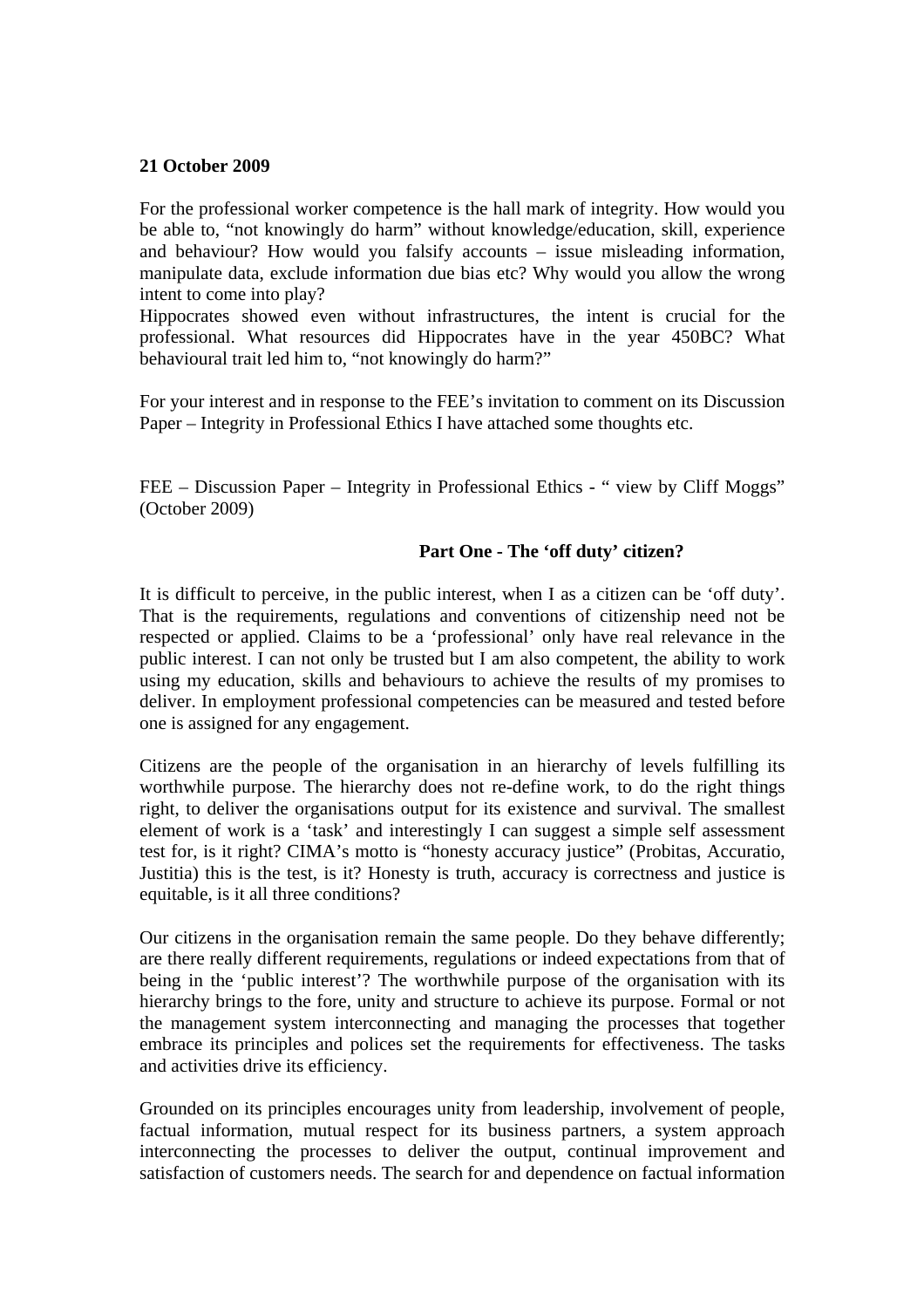**21 October 2009**

For the professional worker competence is the hall mark of integrity. How would you be able to, "not knowingly do harm" without knowledge/education, skill, experience and behaviour? How would you falsify accounts – issue misleading information, manipulate data, exclude information due bias etc? Why would you allow the wrong intent to come into play?
Hippocrates showed even without infrastructures, the intent is crucial for the professional. What resources did Hippocrates have in the year 450BC? What behavioural trait led him to, "not knowingly do harm?"

For your interest and in response to the FEE's invitation to comment on its Discussion Paper – Integrity in Professional Ethics I have attached some thoughts etc.

FEE – Discussion Paper – Integrity in Professional Ethics - " view by Cliff Moggs" (October 2009)

## Part One - The 'off duty' citizen?

It is difficult to perceive, in the public interest, when I as a citizen can be 'off duty'. That is the requirements, regulations and conventions of citizenship need not be respected or applied. Claims to be a 'professional' only have real relevance in the public interest. I can not only be trusted but I am also competent, the ability to work using my education, skills and behaviours to achieve the results of my promises to deliver. In employment professional competencies can be measured and tested before one is assigned for any engagement.

Citizens are the people of the organisation in an hierarchy of levels fulfilling its worthwhile purpose. The hierarchy does not re-define work, to do the right things right, to deliver the organisations output for its existence and survival. The smallest element of work is a 'task' and interestingly I can suggest a simple self assessment test for, is it right? CIMA's motto is "honesty accuracy justice" (Probitas, Accuratio, Justitia) this is the test, is it? Honesty is truth, accuracy is correctness and justice is equitable, is it all three conditions?

Our citizens in the organisation remain the same people. Do they behave differently; are there really different requirements, regulations or indeed expectations from that of being in the 'public interest'? The worthwhile purpose of the organisation with its hierarchy brings to the fore, unity and structure to achieve its purpose. Formal or not the management system interconnecting and managing the processes that together embrace its principles and polices set the requirements for effectiveness. The tasks and activities drive its efficiency.

Grounded on its principles encourages unity from leadership, involvement of people, factual information, mutual respect for its business partners, a system approach interconnecting the processes to deliver the output, continual improvement and satisfaction of customers needs. The search for and dependence on factual information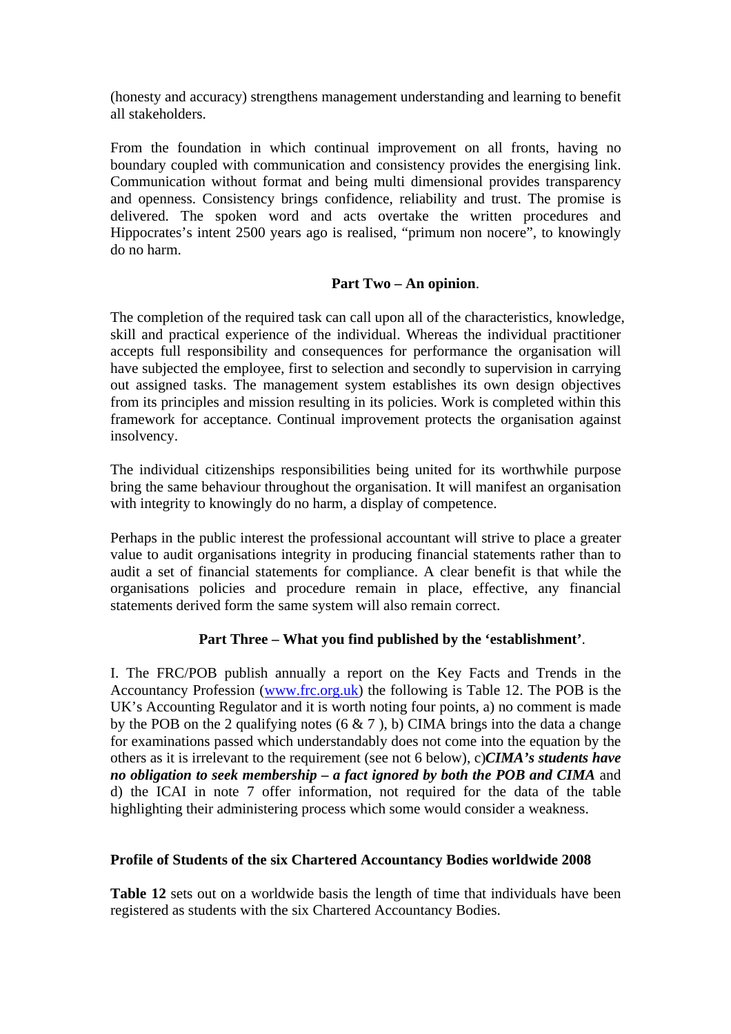(honesty and accuracy) strengthens management understanding and learning to benefit all stakeholders.

From the foundation in which continual improvement on all fronts, having no boundary coupled with communication and consistency provides the energising link. Communication without format and being multi dimensional provides transparency and openness. Consistency brings confidence, reliability and trust. The promise is delivered. The spoken word and acts overtake the written procedures and Hippocrates's intent 2500 years ago is realised, "primum non nocere", to knowingly do no harm.

## Part Two – An opinion.

The completion of the required task can call upon all of the characteristics, knowledge, skill and practical experience of the individual. Whereas the individual practitioner accepts full responsibility and consequences for performance the organisation will have subjected the employee, first to selection and secondly to supervision in carrying out assigned tasks. The management system establishes its own design objectives from its principles and mission resulting in its policies. Work is completed within this framework for acceptance. Continual improvement protects the organisation against insolvency.

The individual citizenships responsibilities being united for its worthwhile purpose bring the same behaviour throughout the organisation. It will manifest an organisation with integrity to knowingly do no harm, a display of competence.

Perhaps in the public interest the professional accountant will strive to place a greater value to audit organisations integrity in producing financial statements rather than to audit a set of financial statements for compliance. A clear benefit is that while the organisations policies and procedure remain in place, effective, any financial statements derived form the same system will also remain correct.

## Part Three – What you find published by the 'establishment'.

I. The FRC/POB publish annually a report on the Key Facts and Trends in the Accountancy Profession (www.frc.org.uk) the following is Table 12. The POB is the UK's Accounting Regulator and it is worth noting four points, a) no comment is made by the POB on the 2 qualifying notes (6 & 7 ), b) CIMA brings into the data a change for examinations passed which understandably does not come into the equation by the others as it is irrelevant to the requirement (see not 6 below), c)***CIMA's students have no obligation to seek membership – a fact ignored by both the POB and CIMA*** and d) the ICAI in note 7 offer information, not required for the data of the table highlighting their administering process which some would consider a weakness.

**Profile of Students of the six Chartered Accountancy Bodies worldwide 2008**

**Table 12** sets out on a worldwide basis the length of time that individuals have been registered as students with the six Chartered Accountancy Bodies.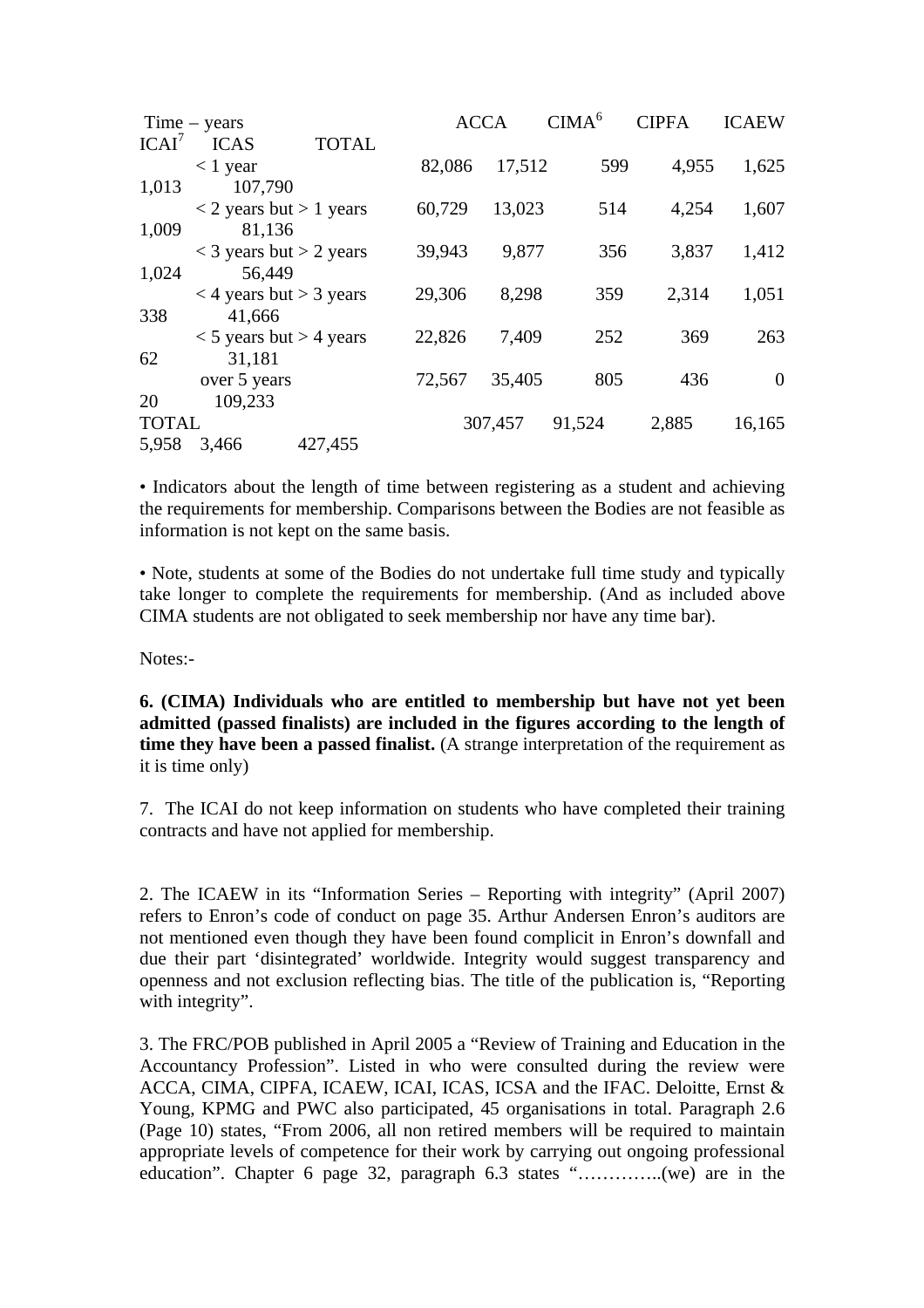| Time – years | ACCA | CIMA[6] | CIPFA | ICAEW | ICAI[7] | ICAS | TOTAL |
|---|---|---|---|---|---|---|---|
| < 1 year | 82,086 | 17,512 | 599 | 4,955 | 1,625 | 1,013 | 107,790 |
| < 2 years but > 1 years | 60,729 | 13,023 | 514 | 4,254 | 1,607 | 1,009 | 81,136 |
| < 3 years but > 2 years | 39,943 | 9,877 | 356 | 3,837 | 1,412 | 1,024 | 56,449 |
| < 4 years but > 3 years | 29,306 | 8,298 | 359 | 2,314 | 1,051 | 338 | 41,666 |
| < 5 years but > 4 years | 22,826 | 7,409 | 252 | 369 | 263 | 62 | 31,181 |
| over 5 years | 72,567 | 35,405 | 805 | 436 | 0 | 20 | 109,233 |
| TOTAL | 307,457 | 91,524 | 2,885 | 16,165 | 5,958 | 3,466 | 427,455 |

• Indicators about the length of time between registering as a student and achieving the requirements for membership. Comparisons between the Bodies are not feasible as information is not kept on the same basis.

• Note, students at some of the Bodies do not undertake full time study and typically take longer to complete the requirements for membership. (And as included above CIMA students are not obligated to seek membership nor have any time bar).

Notes:-

**6. (CIMA) Individuals who are entitled to membership but have not yet been admitted (passed finalists) are included in the figures according to the length of time they have been a passed finalist.** (A strange interpretation of the requirement as it is time only)

7. The ICAI do not keep information on students who have completed their training contracts and have not applied for membership.

2. The ICAEW in its "Information Series – Reporting with integrity" (April 2007) refers to Enron's code of conduct on page 35. Arthur Andersen Enron's auditors are not mentioned even though they have been found complicit in Enron's downfall and due their part 'disintegrated' worldwide. Integrity would suggest transparency and openness and not exclusion reflecting bias. The title of the publication is, "Reporting with integrity".

3. The FRC/POB published in April 2005 a "Review of Training and Education in the Accountancy Profession". Listed in who were consulted during the review were ACCA, CIMA, CIPFA, ICAEW, ICAI, ICAS, ICSA and the IFAC. Deloitte, Ernst & Young, KPMG and PWC also participated, 45 organisations in total. Paragraph 2.6 (Page 10) states, "From 2006, all non retired members will be required to maintain appropriate levels of competence for their work by carrying out ongoing professional education". Chapter 6 page 32, paragraph 6.3 states "…………..(we) are in the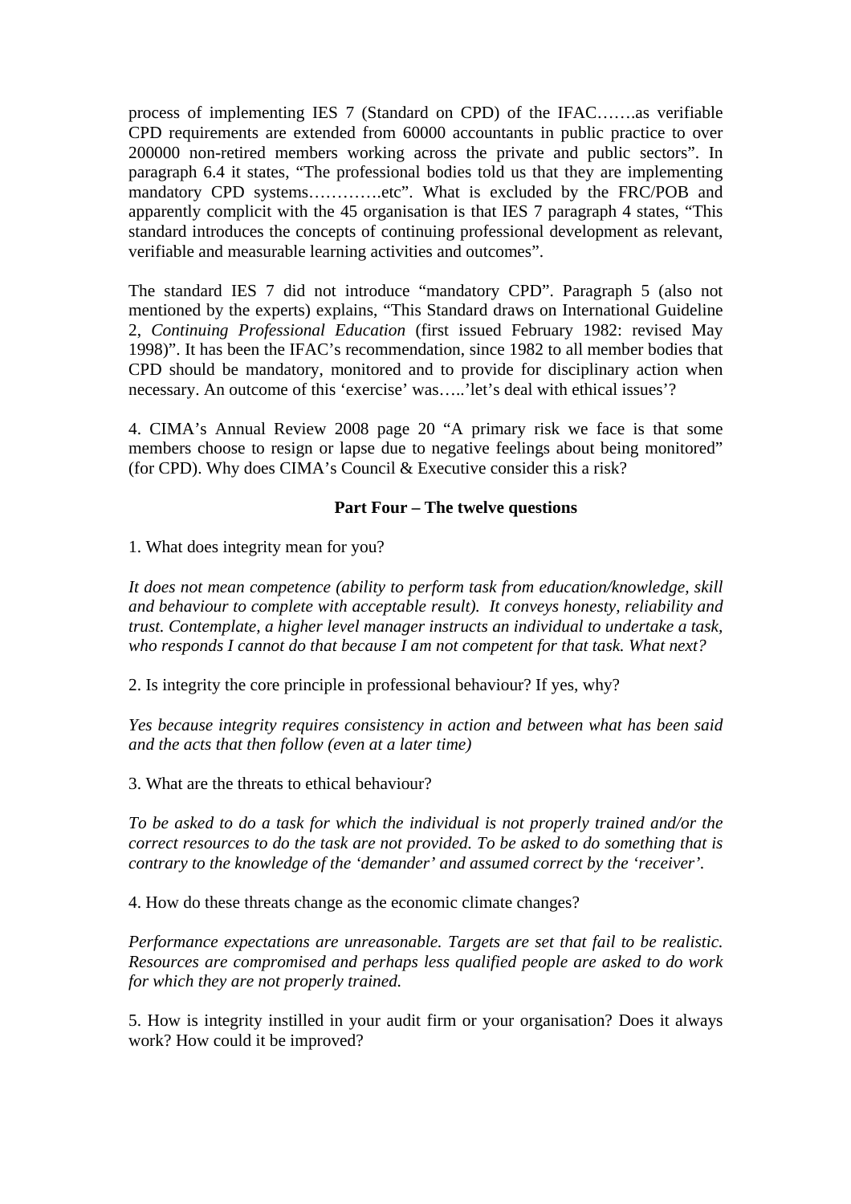process of implementing IES 7 (Standard on CPD) of the IFAC…….as verifiable CPD requirements are extended from 60000 accountants in public practice to over 200000 non-retired members working across the private and public sectors". In paragraph 6.4 it states, "The professional bodies told us that they are implementing mandatory CPD systems………….etc". What is excluded by the FRC/POB and apparently complicit with the 45 organisation is that IES 7 paragraph 4 states, "This standard introduces the concepts of continuing professional development as relevant, verifiable and measurable learning activities and outcomes".

The standard IES 7 did not introduce "mandatory CPD". Paragraph 5 (also not mentioned by the experts) explains, "This Standard draws on International Guideline 2, *Continuing Professional Education* (first issued February 1982: revised May 1998)". It has been the IFAC's recommendation, since 1982 to all member bodies that CPD should be mandatory, monitored and to provide for disciplinary action when necessary. An outcome of this 'exercise' was…..'let's deal with ethical issues'?

4. CIMA's Annual Review 2008 page 20 "A primary risk we face is that some members choose to resign or lapse due to negative feelings about being monitored" (for CPD). Why does CIMA's Council & Executive consider this a risk?

**Part Four – The twelve questions**

1. What does integrity mean for you?

*It does not mean competence (ability to perform task from education/knowledge, skill and behaviour to complete with acceptable result). It conveys honesty, reliability and trust. Contemplate, a higher level manager instructs an individual to undertake a task, who responds I cannot do that because I am not competent for that task. What next?*

2. Is integrity the core principle in professional behaviour? If yes, why?

*Yes because integrity requires consistency in action and between what has been said and the acts that then follow (even at a later time)*

3. What are the threats to ethical behaviour?

*To be asked to do a task for which the individual is not properly trained and/or the correct resources to do the task are not provided. To be asked to do something that is contrary to the knowledge of the 'demander' and assumed correct by the 'receiver'.*

4. How do these threats change as the economic climate changes?

*Performance expectations are unreasonable. Targets are set that fail to be realistic. Resources are compromised and perhaps less qualified people are asked to do work for which they are not properly trained.*

5. How is integrity instilled in your audit firm or your organisation? Does it always work? How could it be improved?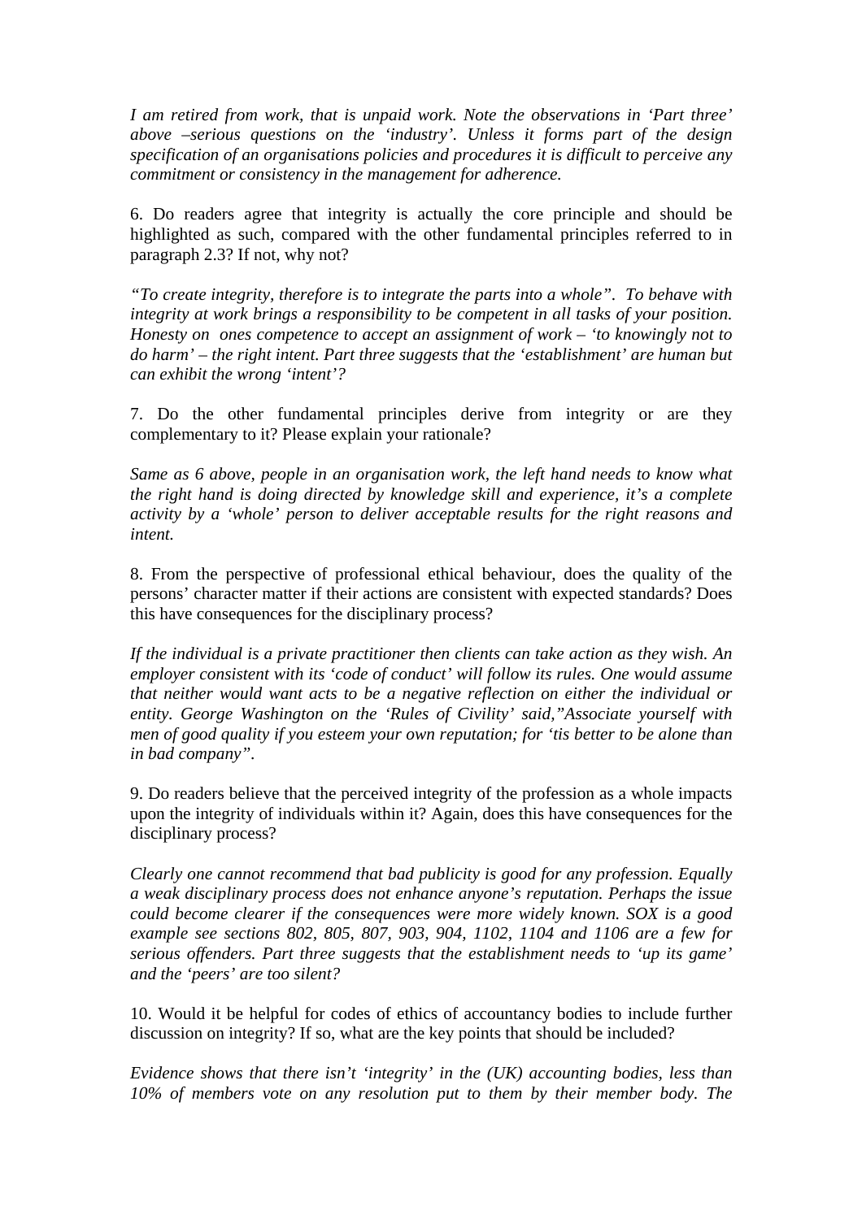*I am retired from work, that is unpaid work. Note the observations in 'Part three' above –serious questions on the 'industry'. Unless it forms part of the design specification of an organisations policies and procedures it is difficult to perceive any commitment or consistency in the management for adherence.*

6. Do readers agree that integrity is actually the core principle and should be highlighted as such, compared with the other fundamental principles referred to in paragraph 2.3? If not, why not?

*"To create integrity, therefore is to integrate the parts into a whole". To behave with integrity at work brings a responsibility to be competent in all tasks of your position. Honesty on ones competence to accept an assignment of work – 'to knowingly not to do harm' – the right intent. Part three suggests that the 'establishment' are human but can exhibit the wrong 'intent'?*

7. Do the other fundamental principles derive from integrity or are they complementary to it? Please explain your rationale?

*Same as 6 above, people in an organisation work, the left hand needs to know what the right hand is doing directed by knowledge skill and experience, it's a complete activity by a 'whole' person to deliver acceptable results for the right reasons and intent.*

8. From the perspective of professional ethical behaviour, does the quality of the persons' character matter if their actions are consistent with expected standards? Does this have consequences for the disciplinary process?

*If the individual is a private practitioner then clients can take action as they wish. An employer consistent with its 'code of conduct' will follow its rules. One would assume that neither would want acts to be a negative reflection on either the individual or entity. George Washington on the 'Rules of Civility' said,"Associate yourself with men of good quality if you esteem your own reputation; for 'tis better to be alone than in bad company".*

9. Do readers believe that the perceived integrity of the profession as a whole impacts upon the integrity of individuals within it? Again, does this have consequences for the disciplinary process?

*Clearly one cannot recommend that bad publicity is good for any profession. Equally a weak disciplinary process does not enhance anyone's reputation. Perhaps the issue could become clearer if the consequences were more widely known. SOX is a good example see sections 802, 805, 807, 903, 904, 1102, 1104 and 1106 are a few for serious offenders. Part three suggests that the establishment needs to 'up its game' and the 'peers' are too silent?*

10. Would it be helpful for codes of ethics of accountancy bodies to include further discussion on integrity? If so, what are the key points that should be included?

*Evidence shows that there isn't 'integrity' in the (UK) accounting bodies, less than 10% of members vote on any resolution put to them by their member body. The*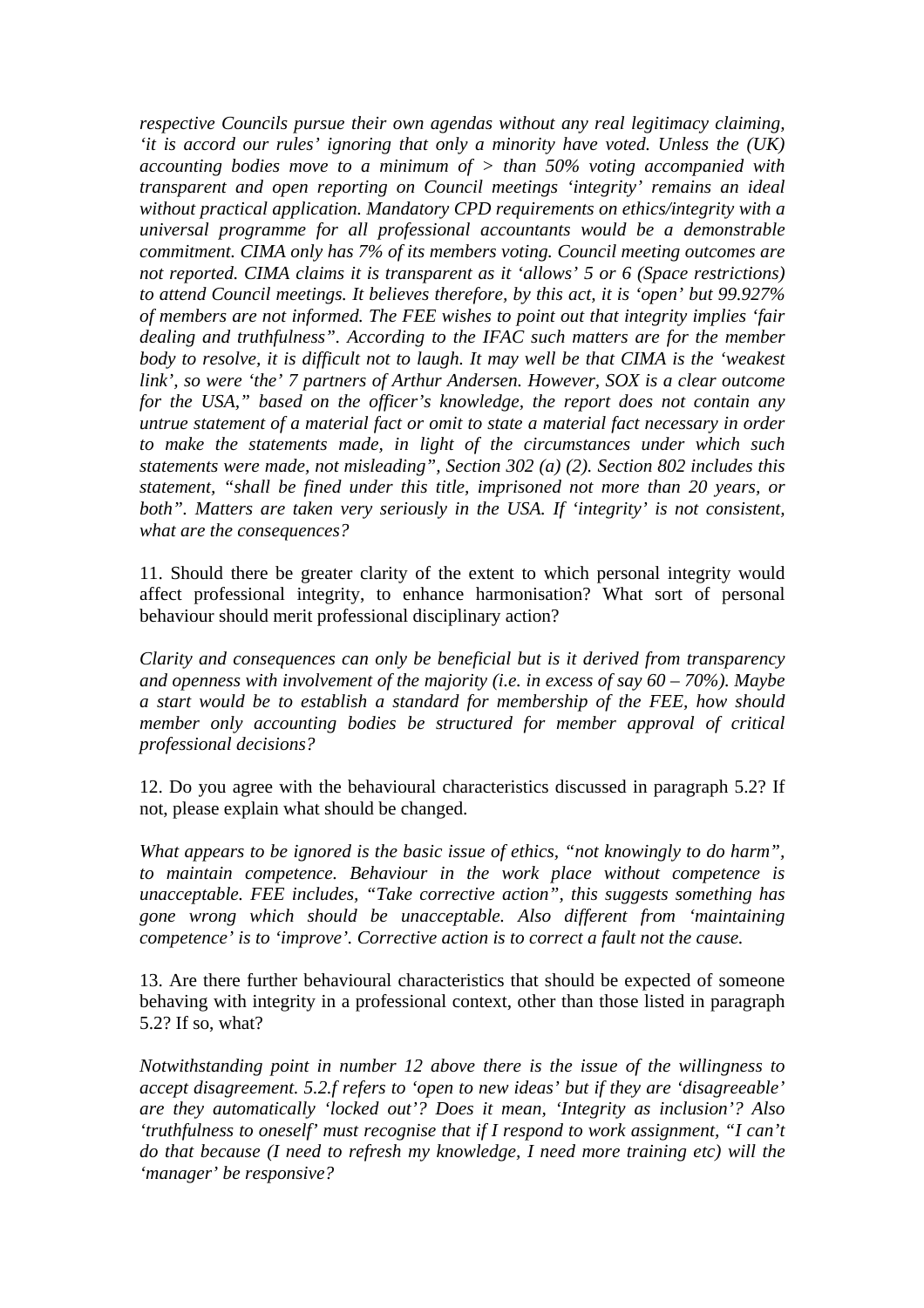*respective Councils pursue their own agendas without any real legitimacy claiming, 'it is accord our rules' ignoring that only a minority have voted. Unless the (UK) accounting bodies move to a minimum of > than 50% voting accompanied with transparent and open reporting on Council meetings 'integrity' remains an ideal without practical application. Mandatory CPD requirements on ethics/integrity with a universal programme for all professional accountants would be a demonstrable commitment. CIMA only has 7% of its members voting. Council meeting outcomes are not reported. CIMA claims it is transparent as it 'allows' 5 or 6 (Space restrictions) to attend Council meetings. It believes therefore, by this act, it is 'open' but 99.927% of members are not informed. The FEE wishes to point out that integrity implies 'fair dealing and truthfulness". According to the IFAC such matters are for the member body to resolve, it is difficult not to laugh. It may well be that CIMA is the 'weakest link', so were 'the' 7 partners of Arthur Andersen. However, SOX is a clear outcome for the USA," based on the officer's knowledge, the report does not contain any untrue statement of a material fact or omit to state a material fact necessary in order to make the statements made, in light of the circumstances under which such statements were made, not misleading", Section 302 (a) (2). Section 802 includes this statement, "shall be fined under this title, imprisoned not more than 20 years, or both". Matters are taken very seriously in the USA. If 'integrity' is not consistent, what are the consequences?*

11. Should there be greater clarity of the extent to which personal integrity would affect professional integrity, to enhance harmonisation? What sort of personal behaviour should merit professional disciplinary action?

*Clarity and consequences can only be beneficial but is it derived from transparency and openness with involvement of the majority (i.e. in excess of say 60 – 70%). Maybe a start would be to establish a standard for membership of the FEE, how should member only accounting bodies be structured for member approval of critical professional decisions?*

12. Do you agree with the behavioural characteristics discussed in paragraph 5.2? If not, please explain what should be changed.

*What appears to be ignored is the basic issue of ethics, "not knowingly to do harm", to maintain competence. Behaviour in the work place without competence is unacceptable. FEE includes, "Take corrective action", this suggests something has gone wrong which should be unacceptable. Also different from 'maintaining competence' is to 'improve'. Corrective action is to correct a fault not the cause.*

13. Are there further behavioural characteristics that should be expected of someone behaving with integrity in a professional context, other than those listed in paragraph 5.2? If so, what?

*Notwithstanding point in number 12 above there is the issue of the willingness to accept disagreement. 5.2.f refers to 'open to new ideas' but if they are 'disagreeable' are they automatically 'locked out'? Does it mean, 'Integrity as inclusion'? Also 'truthfulness to oneself' must recognise that if I respond to work assignment, "I can't do that because (I need to refresh my knowledge, I need more training etc) will the 'manager' be responsive?*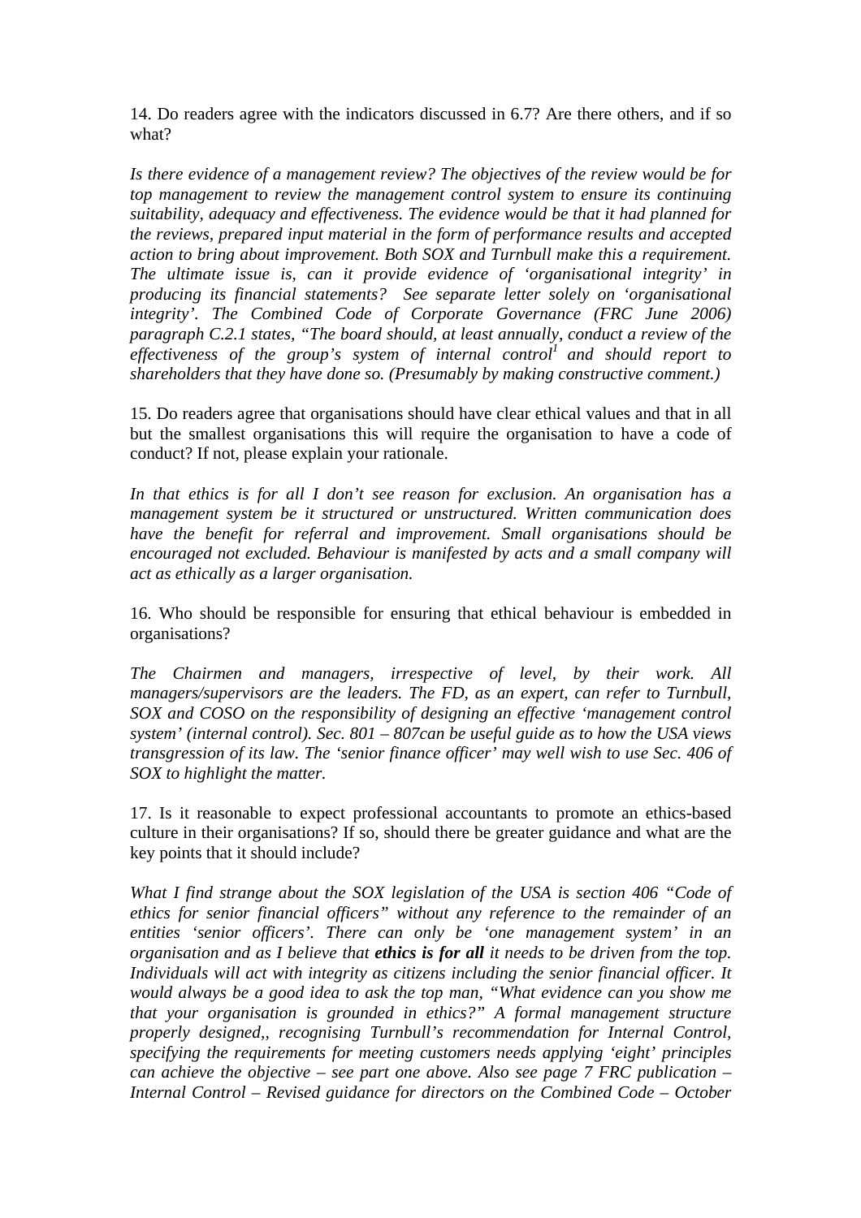14. Do readers agree with the indicators discussed in 6.7? Are there others, and if so what?

*Is there evidence of a management review? The objectives of the review would be for top management to review the management control system to ensure its continuing suitability, adequacy and effectiveness. The evidence would be that it had planned for the reviews, prepared input material in the form of performance results and accepted action to bring about improvement. Both SOX and Turnbull make this a requirement. The ultimate issue is, can it provide evidence of 'organisational integrity' in producing its financial statements? See separate letter solely on 'organisational integrity'. The Combined Code of Corporate Governance (FRC June 2006) paragraph C.2.1 states, "The board should, at least annually, conduct a review of the effectiveness of the group's system of internal control[1] and should report to shareholders that they have done so. (Presumably by making constructive comment.)*

15. Do readers agree that organisations should have clear ethical values and that in all but the smallest organisations this will require the organisation to have a code of conduct? If not, please explain your rationale.

*In that ethics is for all I don't see reason for exclusion. An organisation has a management system be it structured or unstructured. Written communication does have the benefit for referral and improvement. Small organisations should be encouraged not excluded. Behaviour is manifested by acts and a small company will act as ethically as a larger organisation.*

16. Who should be responsible for ensuring that ethical behaviour is embedded in organisations?

*The Chairmen and managers, irrespective of level, by their work. All managers/supervisors are the leaders. The FD, as an expert, can refer to Turnbull, SOX and COSO on the responsibility of designing an effective 'management control system' (internal control). Sec. 801 – 807can be useful guide as to how the USA views transgression of its law. The 'senior finance officer' may well wish to use Sec. 406 of SOX to highlight the matter.*

17. Is it reasonable to expect professional accountants to promote an ethics-based culture in their organisations? If so, should there be greater guidance and what are the key points that it should include?

*What I find strange about the SOX legislation of the USA is section 406 "Code of ethics for senior financial officers" without any reference to the remainder of an entities 'senior officers'. There can only be 'one management system' in an organisation and as I believe that **ethics is for all** it needs to be driven from the top. Individuals will act with integrity as citizens including the senior financial officer. It would always be a good idea to ask the top man, "What evidence can you show me that your organisation is grounded in ethics?" A formal management structure properly designed,, recognising Turnbull's recommendation for Internal Control, specifying the requirements for meeting customers needs applying 'eight' principles can achieve the objective – see part one above. Also see page 7 FRC publication – Internal Control – Revised guidance for directors on the Combined Code – October*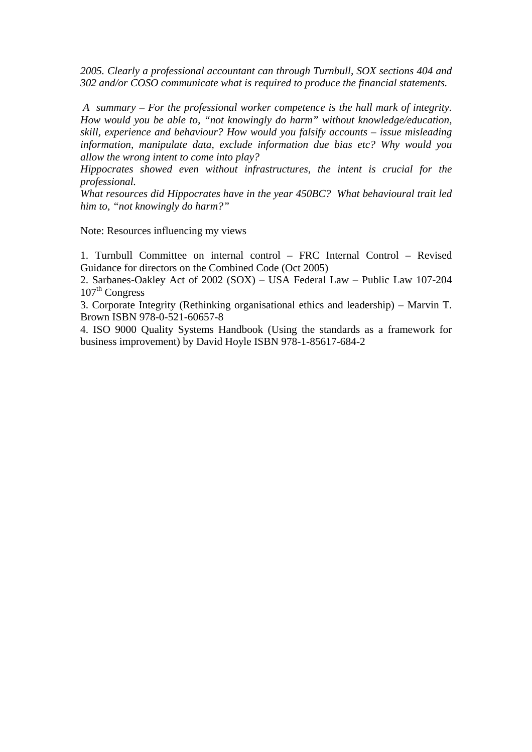*2005. Clearly a professional accountant can through Turnbull, SOX sections 404 and 302 and/or COSO communicate what is required to produce the financial statements.*

*A summary – For the professional worker competence is the hall mark of integrity. How would you be able to, "not knowingly do harm" without knowledge/education, skill, experience and behaviour? How would you falsify accounts – issue misleading information, manipulate data, exclude information due bias etc? Why would you allow the wrong intent to come into play?*
*Hippocrates showed even without infrastructures, the intent is crucial for the professional.*
*What resources did Hippocrates have in the year 450BC? What behavioural trait led him to, "not knowingly do harm?"*

Note: Resources influencing my views

1. Turnbull Committee on internal control – FRC Internal Control – Revised Guidance for directors on the Combined Code (Oct 2005)
2. Sarbanes-Oakley Act of 2002 (SOX) – USA Federal Law – Public Law 107-204 107th Congress
3. Corporate Integrity (Rethinking organisational ethics and leadership) – Marvin T. Brown ISBN 978-0-521-60657-8
4. ISO 9000 Quality Systems Handbook (Using the standards as a framework for business improvement) by David Hoyle ISBN 978-1-85617-684-2